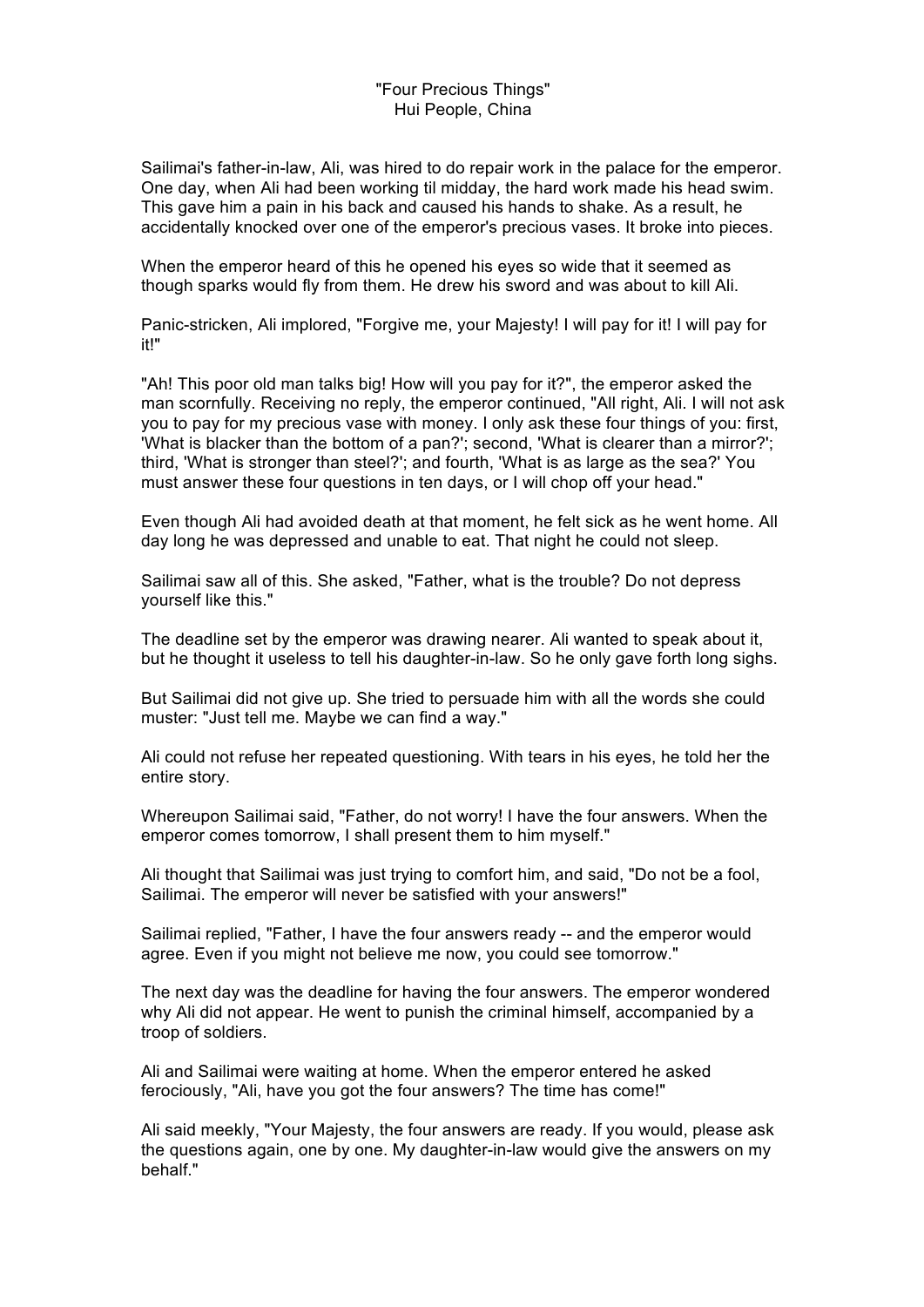# "Four Precious Things"
## Hui People, China

Sailimai's father-in-law, Ali, was hired to do repair work in the palace for the emperor. One day, when Ali had been working til midday, the hard work made his head swim. This gave him a pain in his back and caused his hands to shake. As a result, he accidentally knocked over one of the emperor's precious vases. It broke into pieces.

When the emperor heard of this he opened his eyes so wide that it seemed as though sparks would fly from them. He drew his sword and was about to kill Ali.

Panic-stricken, Ali implored, "Forgive me, your Majesty! I will pay for it! I will pay for it!"

"Ah! This poor old man talks big! How will you pay for it?", the emperor asked the man scornfully. Receiving no reply, the emperor continued, "All right, Ali. I will not ask you to pay for my precious vase with money. I only ask these four things of you: first, 'What is blacker than the bottom of a pan?'; second, 'What is clearer than a mirror?'; third, 'What is stronger than steel?'; and fourth, 'What is as large as the sea?' You must answer these four questions in ten days, or I will chop off your head."

Even though Ali had avoided death at that moment, he felt sick as he went home. All day long he was depressed and unable to eat. That night he could not sleep.

Sailimai saw all of this. She asked, "Father, what is the trouble? Do not depress yourself like this."

The deadline set by the emperor was drawing nearer. Ali wanted to speak about it, but he thought it useless to tell his daughter-in-law. So he only gave forth long sighs.

But Sailimai did not give up. She tried to persuade him with all the words she could muster: "Just tell me. Maybe we can find a way."

Ali could not refuse her repeated questioning. With tears in his eyes, he told her the entire story.

Whereupon Sailimai said, "Father, do not worry! I have the four answers. When the emperor comes tomorrow, I shall present them to him myself."

Ali thought that Sailimai was just trying to comfort him, and said, "Do not be a fool, Sailimai. The emperor will never be satisfied with your answers!"

Sailimai replied, "Father, I have the four answers ready -- and the emperor would agree. Even if you might not believe me now, you could see tomorrow."

The next day was the deadline for having the four answers. The emperor wondered why Ali did not appear. He went to punish the criminal himself, accompanied by a troop of soldiers.

Ali and Sailimai were waiting at home. When the emperor entered he asked ferociously, "Ali, have you got the four answers? The time has come!"

Ali said meekly, "Your Majesty, the four answers are ready. If you would, please ask the questions again, one by one. My daughter-in-law would give the answers on my behalf."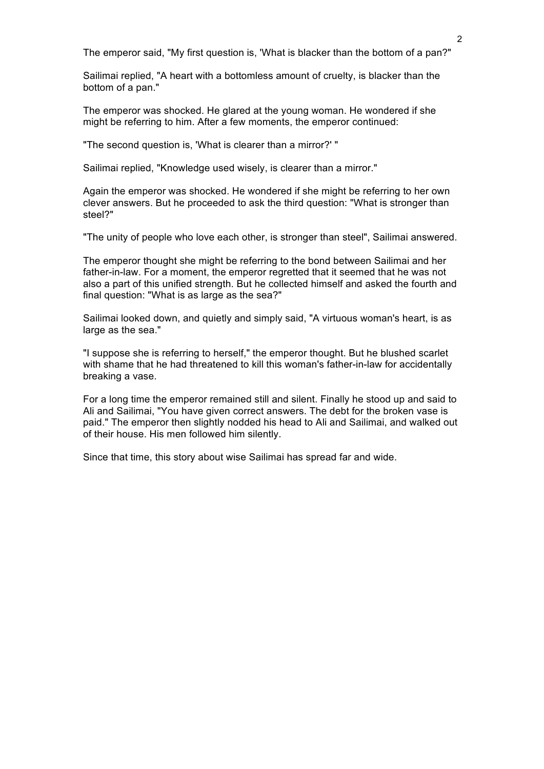The emperor said, "My first question is, 'What is blacker than the bottom of a pan?"

Sailimai replied, "A heart with a bottomless amount of cruelty, is blacker than the bottom of a pan."

The emperor was shocked. He glared at the young woman. He wondered if she might be referring to him. After a few moments, the emperor continued:

"The second question is, 'What is clearer than a mirror?' "

Sailimai replied, "Knowledge used wisely, is clearer than a mirror."

Again the emperor was shocked. He wondered if she might be referring to her own clever answers. But he proceeded to ask the third question: "What is stronger than steel?"

"The unity of people who love each other, is stronger than steel", Sailimai answered.

The emperor thought she might be referring to the bond between Sailimai and her father-in-law. For a moment, the emperor regretted that it seemed that he was not also a part of this unified strength. But he collected himself and asked the fourth and final question: "What is as large as the sea?"

Sailimai looked down, and quietly and simply said, "A virtuous woman's heart, is as large as the sea."

"I suppose she is referring to herself," the emperor thought. But he blushed scarlet with shame that he had threatened to kill this woman's father-in-law for accidentally breaking a vase.

For a long time the emperor remained still and silent. Finally he stood up and said to Ali and Sailimai, "You have given correct answers. The debt for the broken vase is paid." The emperor then slightly nodded his head to Ali and Sailimai, and walked out of their house. His men followed him silently.

Since that time, this story about wise Sailimai has spread far and wide.